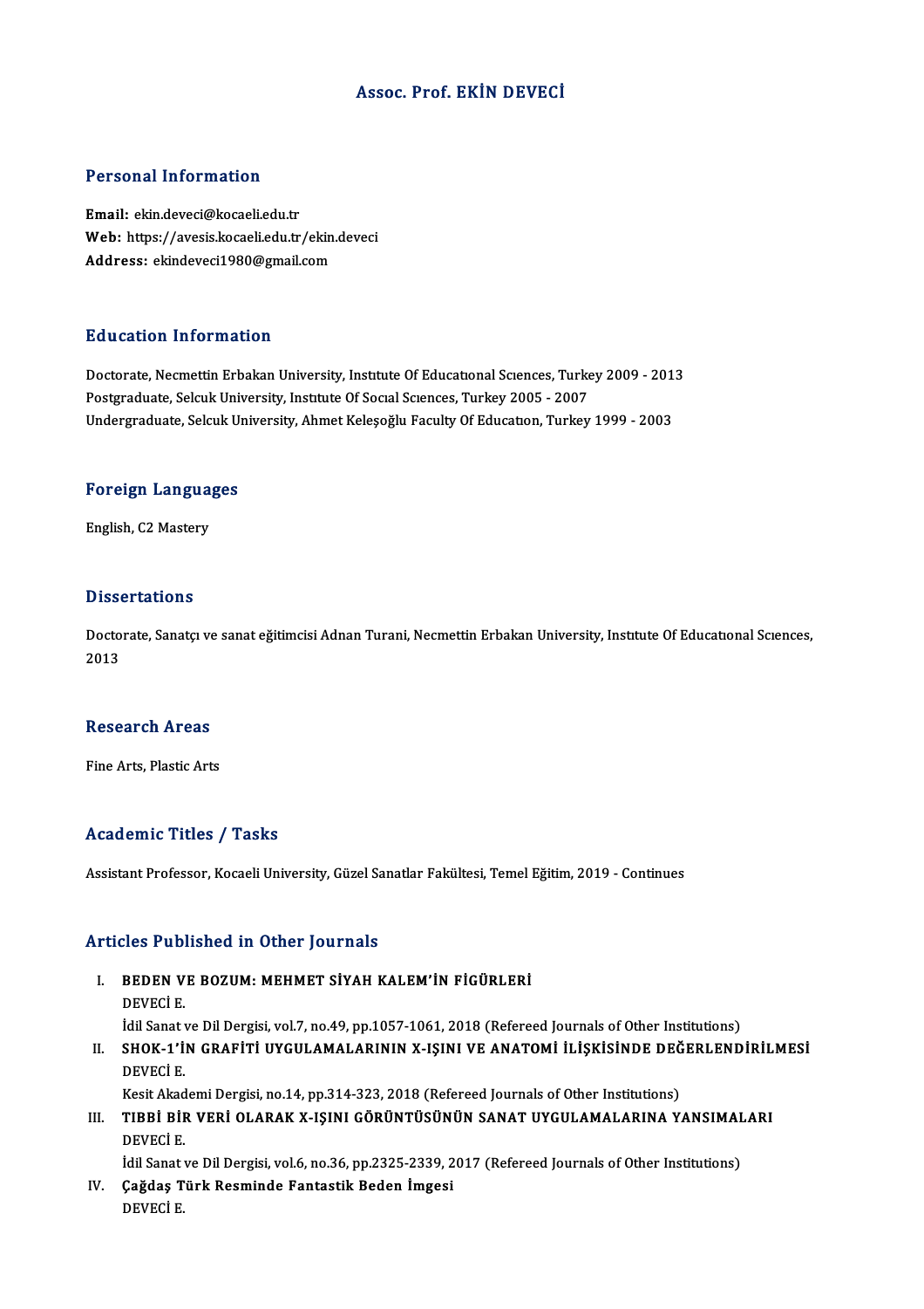# Assoc. Prof. EKİN DEVECİ

## Personal Information

**Email:** ekin.deveci@kocaeli.edu.tr
**Web:** https://avesis.kocaeli.edu.tr/ekin.deveci
**Address:** ekindeveci1980@gmail.com

## Education Information

Doctorate, Necmettin Erbakan University, Institute Of Educational Sciences, Turkey 2009 - 2013
Postgraduate, Selcuk University, Institute Of Social Sciences, Turkey 2005 - 2007
Undergraduate, Selcuk University, Ahmet Keleşoğlu Faculty Of Education, Turkey 1999 - 2003

## Foreign Languages

English, C2 Mastery

## Dissertations

Doctorate, Sanatçı ve sanat eğitimcisi Adnan Turani, Necmettin Erbakan University, Institute Of Educational Sciences, 2013

## Research Areas

Fine Arts, Plastic Arts

## Academic Titles / Tasks

Assistant Professor, Kocaeli University, Güzel Sanatlar Fakültesi, Temel Eğitim, 2019 - Continues

## Articles Published in Other Journals

I. **BEDEN VE BOZUM: MEHMET SİYAH KALEM'İN FİGÜRLERİ**
DEVECİ E.
İdil Sanat ve Dil Dergisi, vol.7, no.49, pp.1057-1061, 2018 (Refereed Journals of Other Institutions)

II. **SHOK-1'İN GRAFİTİ UYGULAMALARININ X-IŞINI VE ANATOMİ İLİŞKİSİNDE DEĞERLENDİRİLMESİ**
DEVECİ E.
Kesit Akademi Dergisi, no.14, pp.314-323, 2018 (Refereed Journals of Other Institutions)

III. **TIBBİ BİR VERİ OLARAK X-IŞINI GÖRÜNTÜSÜNÜN SANAT UYGULAMALARINA YANSIMALARI**
DEVECİ E.
İdil Sanat ve Dil Dergisi, vol.6, no.36, pp.2325-2339, 2017 (Refereed Journals of Other Institutions)

IV. **Çağdaş Türk Resminde Fantastik Beden İmgesi**
DEVECİ E.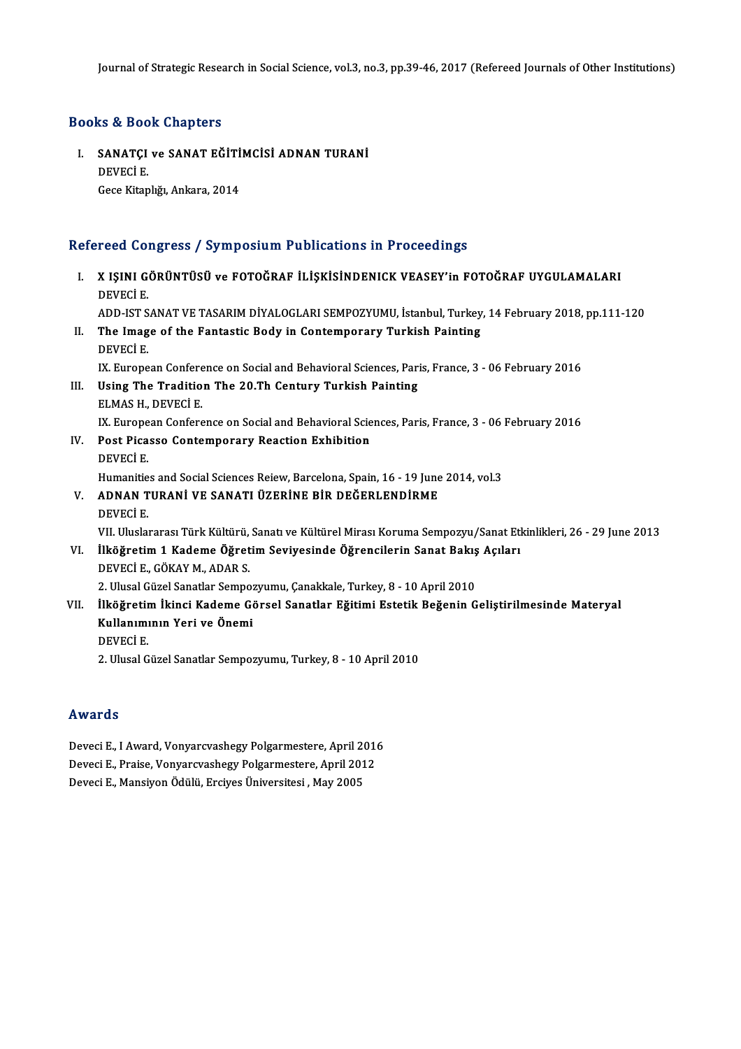Journal of Strategic Research in Social Science, vol.3, no.3, pp.39-46, 2017 (Refereed Journals of Other Institutions)

## Books & Book Chapters

I. **SANATÇI ve SANAT EĞİTİMCİSİ ADNAN TURANİ**
   DEVECİ E.
   Gece Kitaplığı, Ankara, 2014

## Refereed Congress / Symposium Publications in Proceedings

I. **X IŞINI GÖRÜNTÜSÜ ve FOTOĞRAF İLİŞKİSİNDENICK VEASEY'in FOTOĞRAF UYGULAMALARI**
   DEVECİ E.
   ADD-IST SANAT VE TASARIM DİYALOGLARI SEMPOZYUMU, İstanbul, Turkey, 14 February 2018, pp.111-120
II. **The Image of the Fantastic Body in Contemporary Turkish Painting**
   DEVECİ E.
   IX. European Conference on Social and Behavioral Sciences, Paris, France, 3 - 06 February 2016
III. **Using The Tradition The 20.Th Century Turkish Painting**
   ELMAS H., DEVECİ E.
   IX. European Conference on Social and Behavioral Sciences, Paris, France, 3 - 06 February 2016
IV. **Post Picasso Contemporary Reaction Exhibition**
   DEVECİ E.
   Humanities and Social Sciences Reiew, Barcelona, Spain, 16 - 19 June 2014, vol.3
V. **ADNAN TURANİ VE SANATI ÜZERİNE BİR DEĞERLENDİRME**
   DEVECİ E.
   VII. Uluslararası Türk Kültürü, Sanatı ve Kültürel Mirası Koruma Sempozyu/Sanat Etkinlikleri, 26 - 29 June 2013
VI. **İlköğretim 1 Kademe Öğretim Seviyesinde Öğrencilerin Sanat Bakış Açıları**
   DEVECİ E., GÖKAY M., ADAR S.
   2. Ulusal Güzel Sanatlar Sempozyumu, Çanakkale, Turkey, 8 - 10 April 2010
VII. **İlköğretim İkinci Kademe Görsel Sanatlar Eğitimi Estetik Beğenin Geliştirilmesinde Materyal Kullanımının Yeri ve Önemi**
   DEVECİ E.
   2. Ulusal Güzel Sanatlar Sempozyumu, Turkey, 8 - 10 April 2010

## Awards

Deveci E., I Award, Vonyarcvashegy Polgarmestere, April 2016
Deveci E., Praise, Vonyarcvashegy Polgarmestere, April 2012
Deveci E., Mansiyon Ödülü, Erciyes Üniversitesi , May 2005